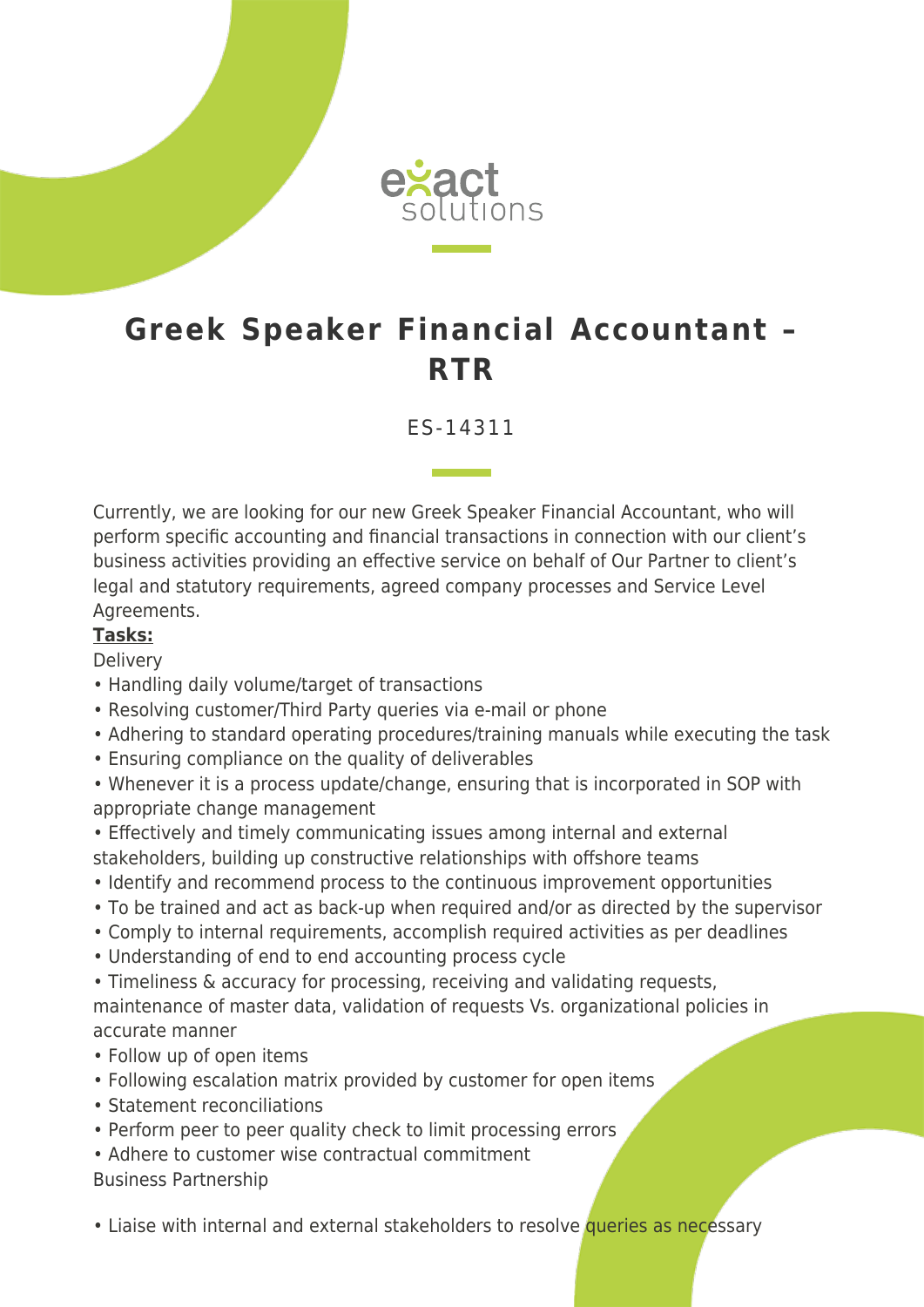# Greek Speaker Financial Accountant – RTR

ES-14311

Currently, we are looking for our new Greek Speaker Financial Accountant, who will perform specific accounting and financial transactions in connection with our client's business activities providing an effective service on behalf of Our Partner to client's legal and statutory requirements, agreed company processes and Service Level Agreements.

**Tasks:**

Delivery

- Handling daily volume/target of transactions
- Resolving customer/Third Party queries via e-mail or phone
- Adhering to standard operating procedures/training manuals while executing the task
- Ensuring compliance on the quality of deliverables
- Whenever it is a process update/change, ensuring that is incorporated in SOP with appropriate change management
- Effectively and timely communicating issues among internal and external stakeholders, building up constructive relationships with offshore teams
- Identify and recommend process to the continuous improvement opportunities
- To be trained and act as back-up when required and/or as directed by the supervisor
- Comply to internal requirements, accomplish required activities as per deadlines
- Understanding of end to end accounting process cycle
- Timeliness & accuracy for processing, receiving and validating requests, maintenance of master data, validation of requests Vs. organizational policies in accurate manner
- Follow up of open items
- Following escalation matrix provided by customer for open items
- Statement reconciliations
- Perform peer to peer quality check to limit processing errors
- Adhere to customer wise contractual commitment

Business Partnership

- Liaise with internal and external stakeholders to resolve queries as necessary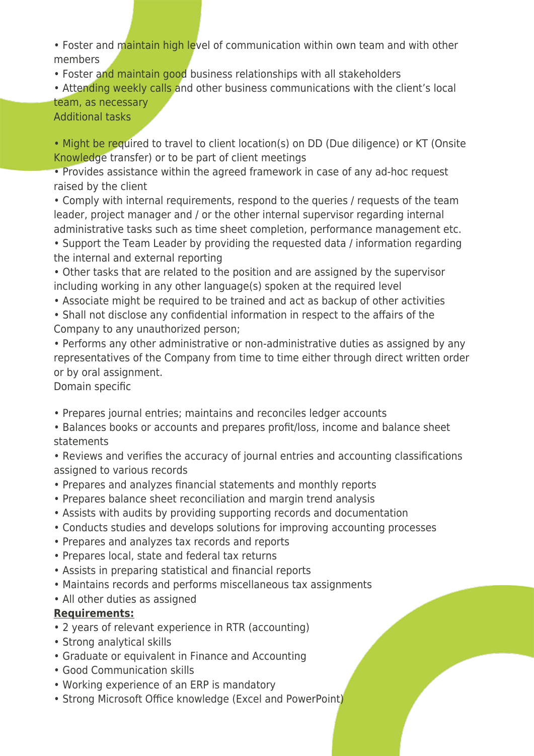- Foster and maintain high level of communication within own team and with other members
- Foster and maintain good business relationships with all stakeholders
- Attending weekly calls and other business communications with the client's local team, as necessary

Additional tasks

- Might be required to travel to client location(s) on DD (Due diligence) or KT (Onsite Knowledge transfer) or to be part of client meetings
- Provides assistance within the agreed framework in case of any ad-hoc request raised by the client
- Comply with internal requirements, respond to the queries / requests of the team leader, project manager and / or the other internal supervisor regarding internal administrative tasks such as time sheet completion, performance management etc.
- Support the Team Leader by providing the requested data / information regarding the internal and external reporting
- Other tasks that are related to the position and are assigned by the supervisor including working in any other language(s) spoken at the required level
- Associate might be required to be trained and act as backup of other activities
- Shall not disclose any confidential information in respect to the affairs of the Company to any unauthorized person;
- Performs any other administrative or non-administrative duties as assigned by any representatives of the Company from time to time either through direct written order or by oral assignment.

Domain specific

- Prepares journal entries; maintains and reconciles ledger accounts
- Balances books or accounts and prepares profit/loss, income and balance sheet statements
- Reviews and verifies the accuracy of journal entries and accounting classifications assigned to various records
- Prepares and analyzes financial statements and monthly reports
- Prepares balance sheet reconciliation and margin trend analysis
- Assists with audits by providing supporting records and documentation
- Conducts studies and develops solutions for improving accounting processes
- Prepares and analyzes tax records and reports
- Prepares local, state and federal tax returns
- Assists in preparing statistical and financial reports
- Maintains records and performs miscellaneous tax assignments
- All other duties as assigned

**Requirements:**

- 2 years of relevant experience in RTR (accounting)
- Strong analytical skills
- Graduate or equivalent in Finance and Accounting
- Good Communication skills
- Working experience of an ERP is mandatory
- Strong Microsoft Office knowledge (Excel and PowerPoint)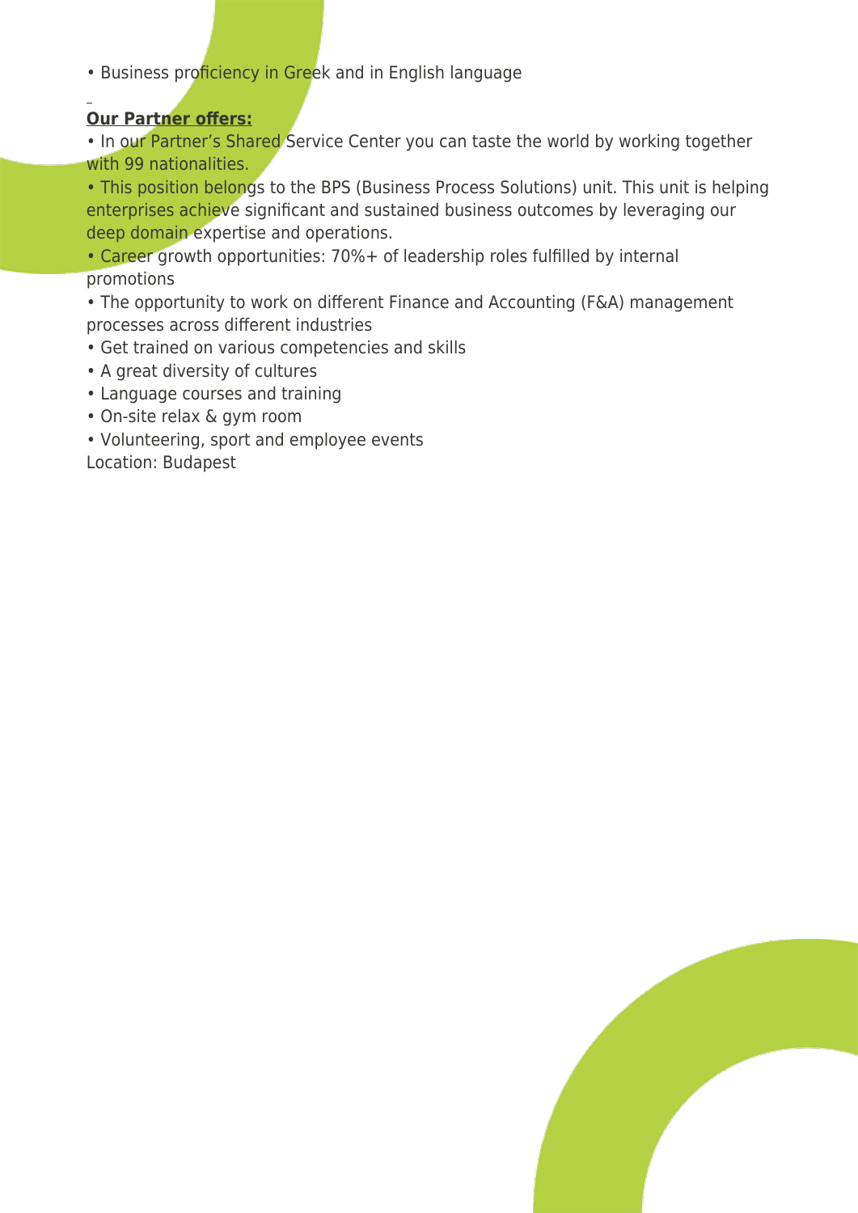- Business proficiency in Greek and in English language

**Our Partner offers:**

- In our Partner's Shared Service Center you can taste the world by working together with 99 nationalities.
- This position belongs to the BPS (Business Process Solutions) unit. This unit is helping enterprises achieve significant and sustained business outcomes by leveraging our deep domain expertise and operations.
- Career growth opportunities: 70%+ of leadership roles fulfilled by internal promotions
- The opportunity to work on different Finance and Accounting (F&A) management processes across different industries
- Get trained on various competencies and skills
- A great diversity of cultures
- Language courses and training
- On-site relax & gym room
- Volunteering, sport and employee events

Location: Budapest